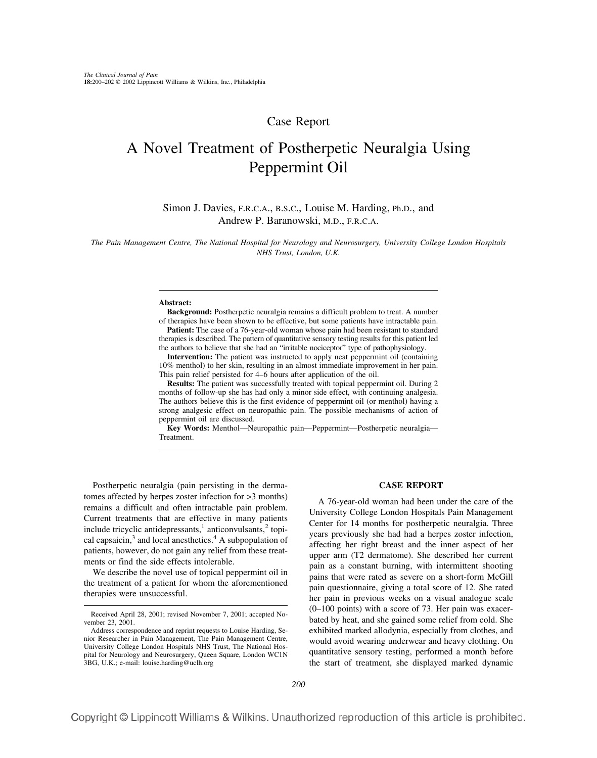Case Report

# A Novel Treatment of Postherpetic Neuralgia Using Peppermint Oil

Simon J. Davies, F.R.C.A., B.S.C., Louise M. Harding, Ph.D., and Andrew P. Baranowski, M.D., F.R.C.A.

*The Pain Management Centre, The National Hospital for Neurology and Neurosurgery, University College London Hospitals NHS Trust, London, U.K.*

---

**Abstract:**

**Background:** Postherpetic neuralgia remains a difficult problem to treat. A number of therapies have been shown to be effective, but some patients have intractable pain.

**Patient:** The case of a 76-year-old woman whose pain had been resistant to standard therapies is described. The pattern of quantitative sensory testing results for this patient led the authors to believe that she had an "irritable nociceptor" type of pathophysiology.

**Intervention:** The patient was instructed to apply neat peppermint oil (containing 10% menthol) to her skin, resulting in an almost immediate improvement in her pain. This pain relief persisted for 4–6 hours after application of the oil.

**Results:** The patient was successfully treated with topical peppermint oil. During 2 months of follow-up she has had only a minor side effect, with continuing analgesia. The authors believe this is the first evidence of peppermint oil (or menthol) having a strong analgesic effect on neuropathic pain. The possible mechanisms of action of peppermint oil are discussed.

**Key Words:** Menthol—Neuropathic pain—Peppermint—Postherpetic neuralgia—Treatment.

---

Postherpetic neuralgia (pain persisting in the dermatomes affected by herpes zoster infection for >3 months) remains a difficult and often intractable pain problem. Current treatments that are effective in many patients include tricyclic antidepressants,[1] anticonvulsants,[2] topical capsaicin,[3] and local anesthetics.[4] A subpopulation of patients, however, do not gain any relief from these treatments or find the side effects intolerable.

We describe the novel use of topical peppermint oil in the treatment of a patient for whom the aforementioned therapies were unsuccessful.

Received April 28, 2001; revised November 7, 2001; accepted November 23, 2001.

Address correspondence and reprint requests to Louise Harding, Senior Researcher in Pain Management, The Pain Management Centre, University College London Hospitals NHS Trust, The National Hospital for Neurology and Neurosurgery, Queen Square, London WC1N 3BG, U.K.; e-mail: louise.harding@uclh.org

## CASE REPORT

A 76-year-old woman had been under the care of the University College London Hospitals Pain Management Center for 14 months for postherpetic neuralgia. Three years previously she had had a herpes zoster infection, affecting her right breast and the inner aspect of her upper arm (T2 dermatome). She described her current pain as a constant burning, with intermittent shooting pains that were rated as severe on a short-form McGill pain questionnaire, giving a total score of 12. She rated her pain in previous weeks on a visual analogue scale (0–100 points) with a score of 73. Her pain was exacerbated by heat, and she gained some relief from cold. She exhibited marked allodynia, especially from clothes, and would avoid wearing underwear and heavy clothing. On quantitative sensory testing, performed a month before the start of treatment, she displayed marked dynamic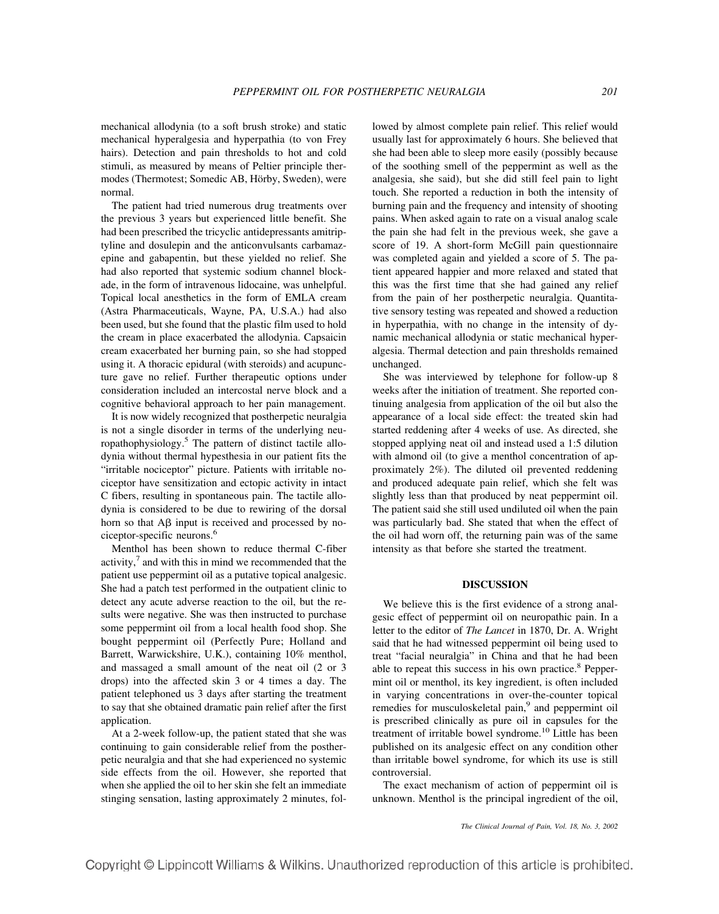mechanical allodynia (to a soft brush stroke) and static mechanical hyperalgesia and hyperpathia (to von Frey hairs). Detection and pain thresholds to hot and cold stimuli, as measured by means of Peltier principle thermodes (Thermotest; Somedic AB, Hörby, Sweden), were normal.

The patient had tried numerous drug treatments over the previous 3 years but experienced little benefit. She had been prescribed the tricyclic antidepressants amitriptyline and dosulepin and the anticonvulsants carbamazepine and gabapentin, but these yielded no relief. She had also reported that systemic sodium channel blockade, in the form of intravenous lidocaine, was unhelpful. Topical local anesthetics in the form of EMLA cream (Astra Pharmaceuticals, Wayne, PA, U.S.A.) had also been used, but she found that the plastic film used to hold the cream in place exacerbated the allodynia. Capsaicin cream exacerbated her burning pain, so she had stopped using it. A thoracic epidural (with steroids) and acupuncture gave no relief. Further therapeutic options under consideration included an intercostal nerve block and a cognitive behavioral approach to her pain management.

It is now widely recognized that postherpetic neuralgia is not a single disorder in terms of the underlying neuropathophysiology.[5] The pattern of distinct tactile allodynia without thermal hypesthesia in our patient fits the "irritable nociceptor" picture. Patients with irritable nociceptor have sensitization and ectopic activity in intact C fibers, resulting in spontaneous pain. The tactile allodynia is considered to be due to rewiring of the dorsal horn so that Aβ input is received and processed by nociceptor-specific neurons.[6]

Menthol has been shown to reduce thermal C-fiber activity,[7] and with this in mind we recommended that the patient use peppermint oil as a putative topical analgesic. She had a patch test performed in the outpatient clinic to detect any acute adverse reaction to the oil, but the results were negative. She was then instructed to purchase some peppermint oil from a local health food shop. She bought peppermint oil (Perfectly Pure; Holland and Barrett, Warwickshire, U.K.), containing 10% menthol, and massaged a small amount of the neat oil (2 or 3 drops) into the affected skin 3 or 4 times a day. The patient telephoned us 3 days after starting the treatment to say that she obtained dramatic pain relief after the first application.

At a 2-week follow-up, the patient stated that she was continuing to gain considerable relief from the postherpetic neuralgia and that she had experienced no systemic side effects from the oil. However, she reported that when she applied the oil to her skin she felt an immediate stinging sensation, lasting approximately 2 minutes, followed by almost complete pain relief. This relief would usually last for approximately 6 hours. She believed that she had been able to sleep more easily (possibly because of the soothing smell of the peppermint as well as the analgesia, she said), but she did still feel pain to light touch. She reported a reduction in both the intensity of burning pain and the frequency and intensity of shooting pains. When asked again to rate on a visual analog scale the pain she had felt in the previous week, she gave a score of 19. A short-form McGill pain questionnaire was completed again and yielded a score of 5. The patient appeared happier and more relaxed and stated that this was the first time that she had gained any relief from the pain of her postherpetic neuralgia. Quantitative sensory testing was repeated and showed a reduction in hyperpathia, with no change in the intensity of dynamic mechanical allodynia or static mechanical hyperalgesia. Thermal detection and pain thresholds remained unchanged.

She was interviewed by telephone for follow-up 8 weeks after the initiation of treatment. She reported continuing analgesia from application of the oil but also the appearance of a local side effect: the treated skin had started reddening after 4 weeks of use. As directed, she stopped applying neat oil and instead used a 1:5 dilution with almond oil (to give a menthol concentration of approximately 2%). The diluted oil prevented reddening and produced adequate pain relief, which she felt was slightly less than that produced by neat peppermint oil. The patient said she still used undiluted oil when the pain was particularly bad. She stated that when the effect of the oil had worn off, the returning pain was of the same intensity as that before she started the treatment.

## DISCUSSION

We believe this is the first evidence of a strong analgesic effect of peppermint oil on neuropathic pain. In a letter to the editor of *The Lancet* in 1870, Dr. A. Wright said that he had witnessed peppermint oil being used to treat "facial neuralgia" in China and that he had been able to repeat this success in his own practice.[8] Peppermint oil or menthol, its key ingredient, is often included in varying concentrations in over-the-counter topical remedies for musculoskeletal pain,[9] and peppermint oil is prescribed clinically as pure oil in capsules for the treatment of irritable bowel syndrome.[10] Little has been published on its analgesic effect on any condition other than irritable bowel syndrome, for which its use is still controversial.

The exact mechanism of action of peppermint oil is unknown. Menthol is the principal ingredient of the oil,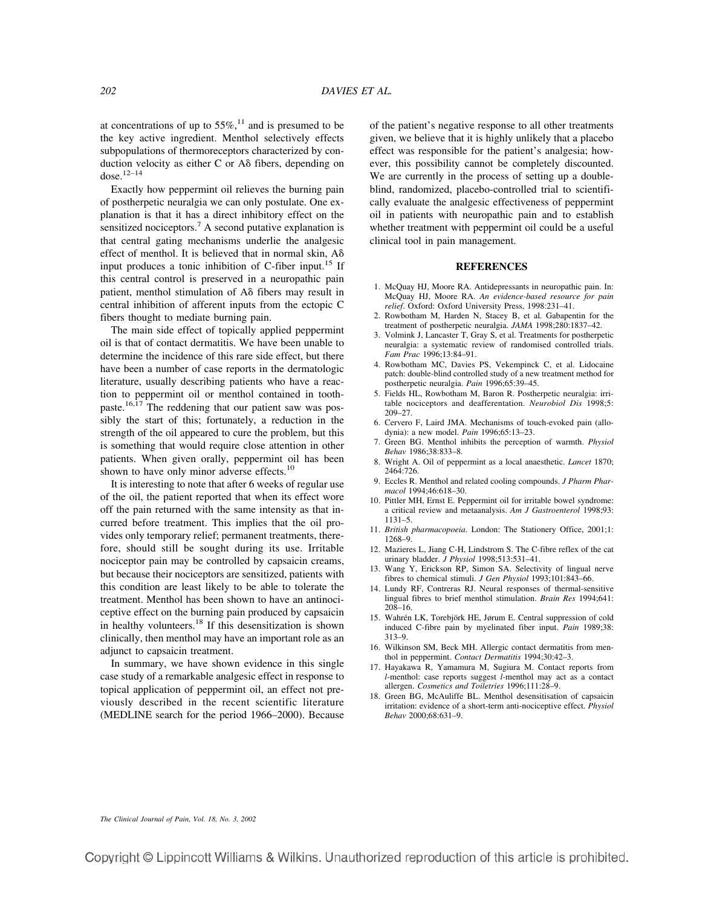at concentrations of up to 55%,[11] and is presumed to be the key active ingredient. Menthol selectively effects subpopulations of thermoreceptors characterized by conduction velocity as either C or Aδ fibers, depending on dose.[12–14]

Exactly how peppermint oil relieves the burning pain of postherpetic neuralgia we can only postulate. One explanation is that it has a direct inhibitory effect on the sensitized nociceptors.[7] A second putative explanation is that central gating mechanisms underlie the analgesic effect of menthol. It is believed that in normal skin, Aδ input produces a tonic inhibition of C-fiber input.[15] If this central control is preserved in a neuropathic pain patient, menthol stimulation of Aδ fibers may result in central inhibition of afferent inputs from the ectopic C fibers thought to mediate burning pain.

The main side effect of topically applied peppermint oil is that of contact dermatitis. We have been unable to determine the incidence of this rare side effect, but there have been a number of case reports in the dermatologic literature, usually describing patients who have a reaction to peppermint oil or menthol contained in toothpaste.[16,17] The reddening that our patient saw was possibly the start of this; fortunately, a reduction in the strength of the oil appeared to cure the problem, but this is something that would require close attention in other patients. When given orally, peppermint oil has been shown to have only minor adverse effects.[10]

It is interesting to note that after 6 weeks of regular use of the oil, the patient reported that when its effect wore off the pain returned with the same intensity as that incurred before treatment. This implies that the oil provides only temporary relief; permanent treatments, therefore, should still be sought during its use. Irritable nociceptor pain may be controlled by capsaicin creams, but because their nociceptors are sensitized, patients with this condition are least likely to be able to tolerate the treatment. Menthol has been shown to have an antinociceptive effect on the burning pain produced by capsaicin in healthy volunteers.[18] If this desensitization is shown clinically, then menthol may have an important role as an adjunct to capsaicin treatment.

In summary, we have shown evidence in this single case study of a remarkable analgesic effect in response to topical application of peppermint oil, an effect not previously described in the recent scientific literature (MEDLINE search for the period 1966–2000). Because of the patient's negative response to all other treatments given, we believe that it is highly unlikely that a placebo effect was responsible for the patient's analgesia; however, this possibility cannot be completely discounted. We are currently in the process of setting up a double-blind, randomized, placebo-controlled trial to scientifically evaluate the analgesic effectiveness of peppermint oil in patients with neuropathic pain and to establish whether treatment with peppermint oil could be a useful clinical tool in pain management.

## REFERENCES

1. McQuay HJ, Moore RA. Antidepressants in neuropathic pain. In: McQuay HJ, Moore RA. *An evidence-based resource for pain relief*. Oxford: Oxford University Press, 1998:231–41.
2. Rowbotham M, Harden N, Stacey B, et al. Gabapentin for the treatment of postherpetic neuralgia. *JAMA* 1998;280:1837–42.
3. Volmink J, Lancaster T, Gray S, et al. Treatments for postherpetic neuralgia: a systematic review of randomised controlled trials. *Fam Prac* 1996;13:84–91.
4. Rowbotham MC, Davies PS, Vekempinck C, et al. Lidocaine patch: double-blind controlled study of a new treatment method for postherpetic neuralgia. *Pain* 1996;65:39–45.
5. Fields HL, Rowbotham M, Baron R. Postherpetic neuralgia: irritable nociceptors and deafferentation. *Neurobiol Dis* 1998;5:209–27.
6. Cervero F, Laird JMA. Mechanisms of touch-evoked pain (allodynia): a new model. *Pain* 1996;65:13–23.
7. Green BG. Menthol inhibits the perception of warmth. *Physiol Behav* 1986;38:833–8.
8. Wright A. Oil of peppermint as a local anaesthetic. *Lancet* 1870; 2464:726.
9. Eccles R. Menthol and related cooling compounds. *J Pharm Pharmacol* 1994;46:618–30.
10. Pittler MH, Ernst E. Peppermint oil for irritable bowel syndrome: a critical review and metaanalysis. *Am J Gastroenterol* 1998;93:1131–5.
11. *British pharmacopoeia*. London: The Stationery Office, 2001;1:1268–9.
12. Mazieres L, Jiang C-H, Lindstrom S. The C-fibre reflex of the cat urinary bladder. *J Physiol* 1998;513:531–41.
13. Wang Y, Erickson RP, Simon SA. Selectivity of lingual nerve fibres to chemical stimuli. *J Gen Physiol* 1993;101:843–66.
14. Lundy RF, Contreras RJ. Neural responses of thermal-sensitive lingual fibres to brief menthol stimulation. *Brain Res* 1994;641:208–16.
15. Wahrén LK, Torebjörk HE, Jørum E. Central suppression of cold induced C-fibre pain by myelinated fiber input. *Pain* 1989;38:313–9.
16. Wilkinson SM, Beck MH. Allergic contact dermatitis from menthol in peppermint. *Contact Dermatitis* 1994;30:42–3.
17. Hayakawa R, Yamamura M, Sugiura M. Contact reports from *l*-menthol: case reports suggest *l*-menthol may act as a contact allergen. *Cosmetics and Toiletries* 1996;111:28–9.
18. Green BG, McAuliffe BL. Menthol desensitisation of capsaicin irritation: evidence of a short-term anti-nociceptive effect. *Physiol Behav* 2000;68:631–9.